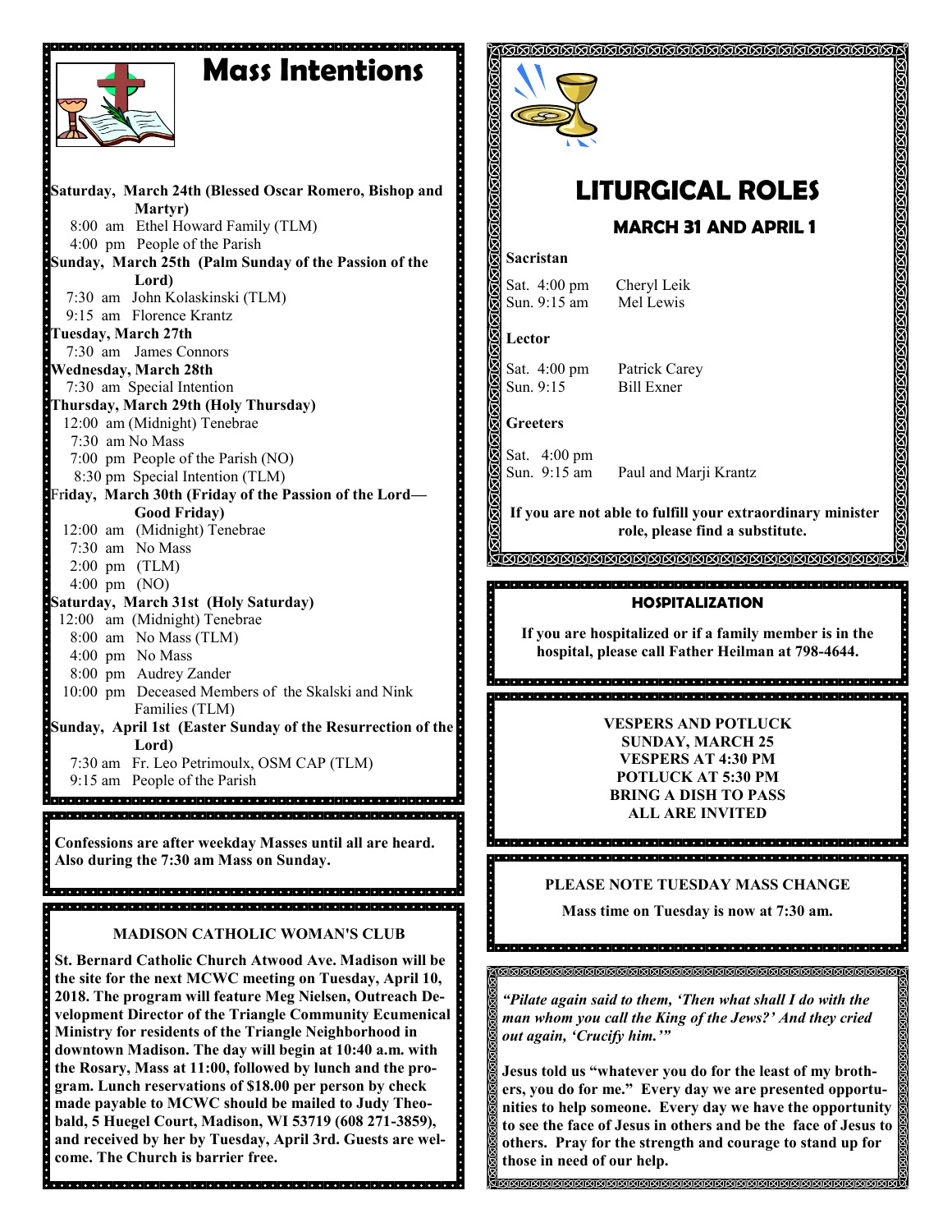# Mass Intentions

**Saturday, March 24th (Blessed Oscar Romero, Bishop and Martyr)**
8:00 am Ethel Howard Family (TLM)
4:00 pm People of the Parish

**Sunday, March 25th (Palm Sunday of the Passion of the Lord)**
7:30 am John Kolaskinski (TLM)
9:15 am Florence Krantz

**Tuesday, March 27th**
7:30 am James Connors

**Wednesday, March 28th**
7:30 am Special Intention

**Thursday, March 29th (Holy Thursday)**
12:00 am (Midnight) Tenebrae
7:30 am No Mass
7:00 pm People of the Parish (NO)
8:30 pm Special Intention (TLM)

**Friday, March 30th (Friday of the Passion of the Lord—Good Friday)**
12:00 am (Midnight) Tenebrae
7:30 am No Mass
2:00 pm (TLM)
4:00 pm (NO)

**Saturday, March 31st (Holy Saturday)**
12:00 am (Midnight) Tenebrae
8:00 am No Mass (TLM)
4:00 pm No Mass
8:00 pm Audrey Zander
10:00 pm Deceased Members of the Skalski and Nink Families (TLM)

**Sunday, April 1st (Easter Sunday of the Resurrection of the Lord)**
7:30 am Fr. Leo Petrimoulx, OSM CAP (TLM)
9:15 am People of the Parish

**Confessions are after weekday Masses until all are heard. Also during the 7:30 am Mass on Sunday.**

### MADISON CATHOLIC WOMAN'S CLUB

**St. Bernard Catholic Church Atwood Ave. Madison will be the site for the next MCWC meeting on Tuesday, April 10, 2018. The program will feature Meg Nielsen, Outreach Development Director of the Triangle Community Ecumenical Ministry for residents of the Triangle Neighborhood in downtown Madison. The day will begin at 10:40 a.m. with the Rosary, Mass at 11:00, followed by lunch and the program. Lunch reservations of $18.00 per person by check made payable to MCWC should be mailed to Judy Theobald, 5 Huegel Court, Madison, WI 53719 (608 271-3859), and received by her by Tuesday, April 3rd. Guests are welcome. The Church is barrier free.**

# LITURGICAL ROLES

## MARCH 31 AND APRIL 1

**Sacristan**

Sat. 4:00 pm Cheryl Leik
Sun. 9:15 am Mel Lewis

**Lector**

Sat. 4:00 pm Patrick Carey
Sun. 9:15 Bill Exner

**Greeters**

Sat. 4:00 pm
Sun. 9:15 am Paul and Marji Krantz

**If you are not able to fulfill your extraordinary minister role, please find a substitute.**

### HOSPITALIZATION

**If you are hospitalized or if a family member is in the hospital, please call Father Heilman at 798-4644.**

**VESPERS AND POTLUCK**
**SUNDAY, MARCH 25**
**VESPERS AT 4:30 PM**
**POTLUCK AT 5:30 PM**
**BRING A DISH TO PASS**
**ALL ARE INVITED**

**PLEASE NOTE TUESDAY MASS CHANGE**

**Mass time on Tuesday is now at 7:30 am.**

***"Pilate again said to them, 'Then what shall I do with the man whom you call the King of the Jews?' And they cried out again, 'Crucify him.'"***

**Jesus told us "whatever you do for the least of my brothers, you do for me." Every day we are presented opportunities to help someone. Every day we have the opportunity to see the face of Jesus in others and be the face of Jesus to others. Pray for the strength and courage to stand up for those in need of our help.**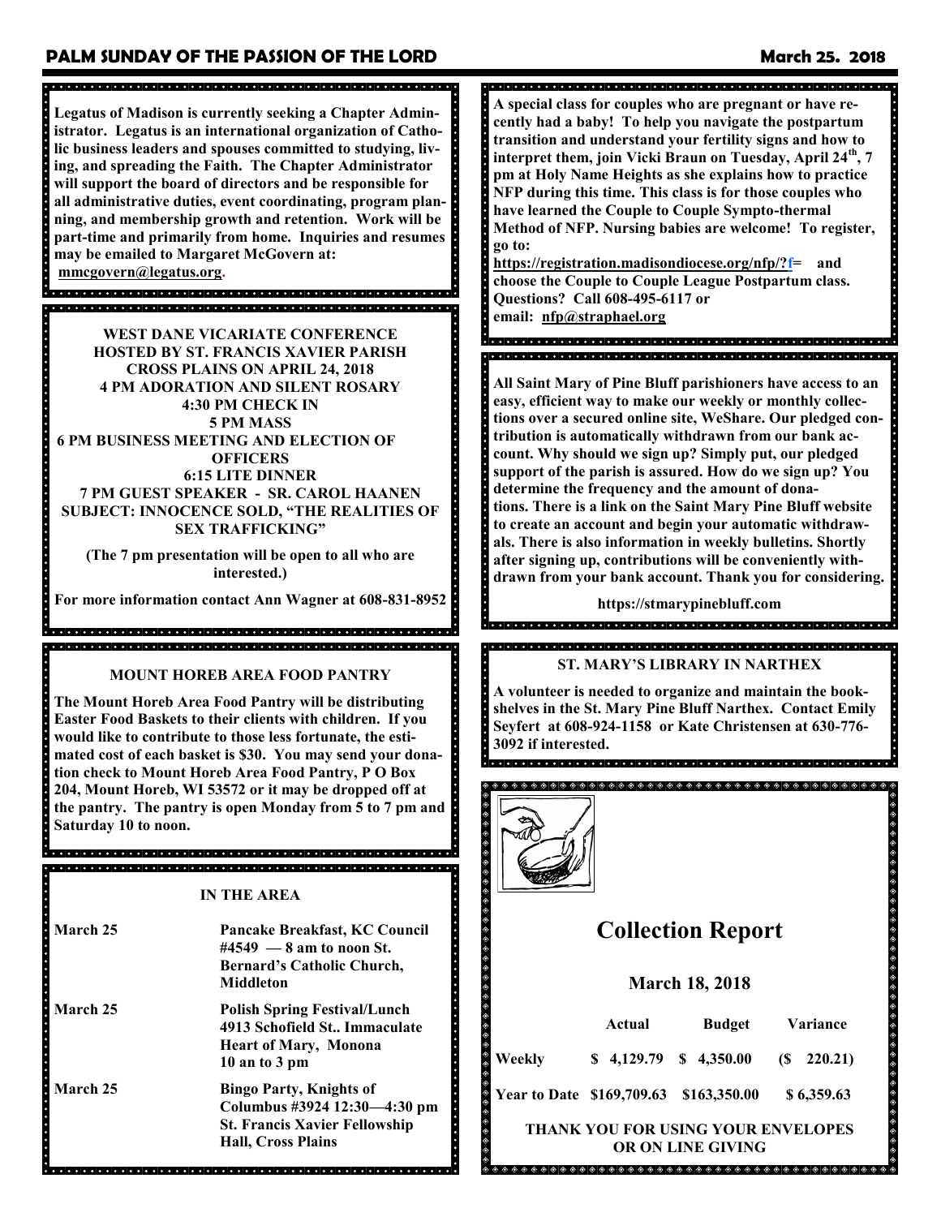Legatus of Madison is currently seeking a Chapter Administrator. Legatus is an international organization of Catholic business leaders and spouses committed to studying, living, and spreading the Faith. The Chapter Administrator will support the board of directors and be responsible for all administrative duties, event coordinating, program planning, and membership growth and retention. Work will be part-time and primarily from home. Inquiries and resumes may be emailed to Margaret McGovern at: mmcgovern@legatus.org.

**WEST DANE VICARIATE CONFERENCE**
**HOSTED BY ST. FRANCIS XAVIER PARISH**
**CROSS PLAINS ON APRIL 24, 2018**
**4 PM ADORATION AND SILENT ROSARY**
**4:30 PM CHECK IN**
**5 PM MASS**
**6 PM BUSINESS MEETING AND ELECTION OF OFFICERS**
**6:15 LITE DINNER**
**7 PM GUEST SPEAKER - SR. CAROL HAANEN**
**SUBJECT: INNOCENCE SOLD, "THE REALITIES OF SEX TRAFFICKING"**

(The 7 pm presentation will be open to all who are interested.)

For more information contact Ann Wagner at 608-831-8952

## MOUNT HOREB AREA FOOD PANTRY

The Mount Horeb Area Food Pantry will be distributing Easter Food Baskets to their clients with children. If you would like to contribute to those less fortunate, the estimated cost of each basket is $30. You may send your donation check to Mount Horeb Area Food Pantry, P O Box 204, Mount Horeb, WI 53572 or it may be dropped off at the pantry. The pantry is open Monday from 5 to 7 pm and Saturday 10 to noon.

## IN THE AREA

| | |
|---|---|
| March 25 | Pancake Breakfast, KC Council #4549 — 8 am to noon St. Bernard's Catholic Church, Middleton |
| March 25 | Polish Spring Festival/Lunch 4913 Schofield St.. Immaculate Heart of Mary, Monona 10 an to 3 pm |
| March 25 | Bingo Party, Knights of Columbus #3924 12:30—4:30 pm St. Francis Xavier Fellowship Hall, Cross Plains |

A special class for couples who are pregnant or have recently had a baby! To help you navigate the postpartum transition and understand your fertility signs and how to interpret them, join Vicki Braun on Tuesday, April 24th, 7 pm at Holy Name Heights as she explains how to practice NFP during this time. This class is for those couples who have learned the Couple to Couple Sympto-thermal Method of NFP. Nursing babies are welcome! To register, go to: https://registration.madisondiocese.org/nfp/?f= and choose the Couple to Couple League Postpartum class. Questions? Call 608-495-6117 or email: nfp@straphael.org

All Saint Mary of Pine Bluff parishioners have access to an easy, efficient way to make our weekly or monthly collections over a secured online site, WeShare. Our pledged contribution is automatically withdrawn from our bank account. Why should we sign up? Simply put, our pledged support of the parish is assured. How do we sign up? You determine the frequency and the amount of donations. There is a link on the Saint Mary Pine Bluff website to create an account and begin your automatic withdrawals. There is also information in weekly bulletins. Shortly after signing up, contributions will be conveniently withdrawn from your bank account. Thank you for considering.

https://stmarypinebluff.com

## ST. MARY'S LIBRARY IN NARTHEX

A volunteer is needed to organize and maintain the bookshelves in the St. Mary Pine Bluff Narthex. Contact Emily Seyfert at 608-924-1158 or Kate Christensen at 630-776-3092 if interested.

## Collection Report

### March 18, 2018

| | Actual | Budget | Variance |
|---|---|---|---|
| Weekly | $ 4,129.79 | $ 4,350.00 | ($ 220.21) |
| Year to Date | $169,709.63 | $163,350.00 | $ 6,359.63 |

**THANK YOU FOR USING YOUR ENVELOPES OR ON LINE GIVING**